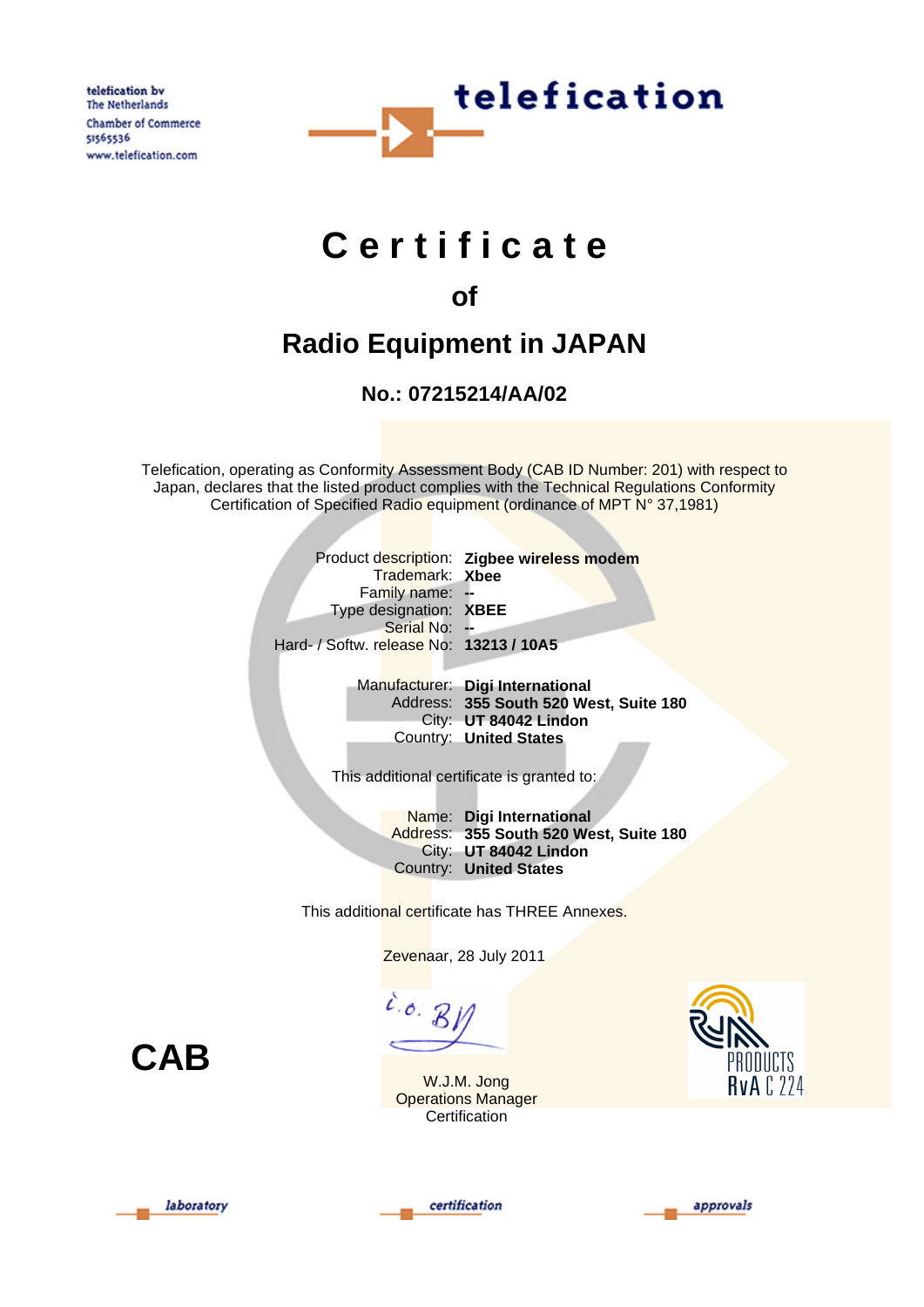telefication bv
The Netherlands
Chamber of Commerce
51565536
www.telefication.com

telefication

# Certificate

## of

## Radio Equipment in JAPAN

### No.: 07215214/AA/02

Telefication, operating as Conformity Assessment Body (CAB ID Number: 201) with respect to Japan, declares that the listed product complies with the Technical Regulations Conformity Certification of Specified Radio equipment (ordinance of MPT N° 37,1981)

| | |
|---|---|
| Product description: | **Zigbee wireless modem** |
| Trademark: | **Xbee** |
| Family name: | **--** |
| Type designation: | **XBEE** |
| Serial No: | **--** |
| Hard- / Softw. release No: | **13213 / 10A5** |

| | |
|---|---|
| Manufacturer: | **Digi International** |
| Address: | **355 South 520 West, Suite 180** |
| City: | **UT 84042 Lindon** |
| Country: | **United States** |

This additional certificate is granted to:

| | |
|---|---|
| Name: | **Digi International** |
| Address: | **355 South 520 West, Suite 180** |
| City: | **UT 84042 Lindon** |
| Country: | **United States** |

This additional certificate has THREE Annexes.

Zevenaar, 28 July 2011

**CAB**

i.o. B

W.J.M. Jong
Operations Manager
Certification

PRODUCTS
RvA C 224

laboratory certification approvals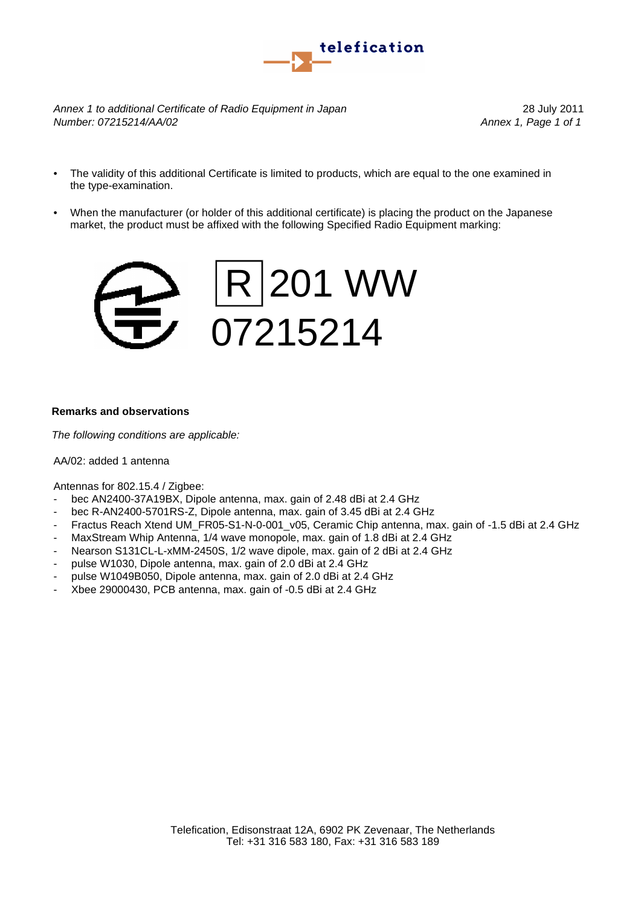telefication

*Annex 1 to additional Certificate of Radio Equipment in Japan*
*Number: 07215214/AA/02*

28 July 2011
*Annex 1, Page 1 of 1*

- The validity of this additional Certificate is limited to products, which are equal to the one examined in the type-examination.
- When the manufacturer (or holder of this additional certificate) is placing the product on the Japanese market, the product must be affixed with the following Specified Radio Equipment marking:

R 201 WW
07215214

**Remarks and observations**

*The following conditions are applicable:*

AA/02: added 1 antenna

Antennas for 802.15.4 / Zigbee:

- bec AN2400-37A19BX, Dipole antenna, max. gain of 2.48 dBi at 2.4 GHz
- bec R-AN2400-5701RS-Z, Dipole antenna, max. gain of 3.45 dBi at 2.4 GHz
- Fractus Reach Xtend UM_FR05-S1-N-0-001_v05, Ceramic Chip antenna, max. gain of -1.5 dBi at 2.4 GHz
- MaxStream Whip Antenna, 1/4 wave monopole, max. gain of 1.8 dBi at 2.4 GHz
- Nearson S131CL-L-xMM-2450S, 1/2 wave dipole, max. gain of 2 dBi at 2.4 GHz
- pulse W1030, Dipole antenna, max. gain of 2.0 dBi at 2.4 GHz
- pulse W1049B050, Dipole antenna, max. gain of 2.0 dBi at 2.4 GHz
- Xbee 29000430, PCB antenna, max. gain of -0.5 dBi at 2.4 GHz

Telefication, Edisonstraat 12A, 6902 PK Zevenaar, The Netherlands
Tel: +31 316 583 180, Fax: +31 316 583 189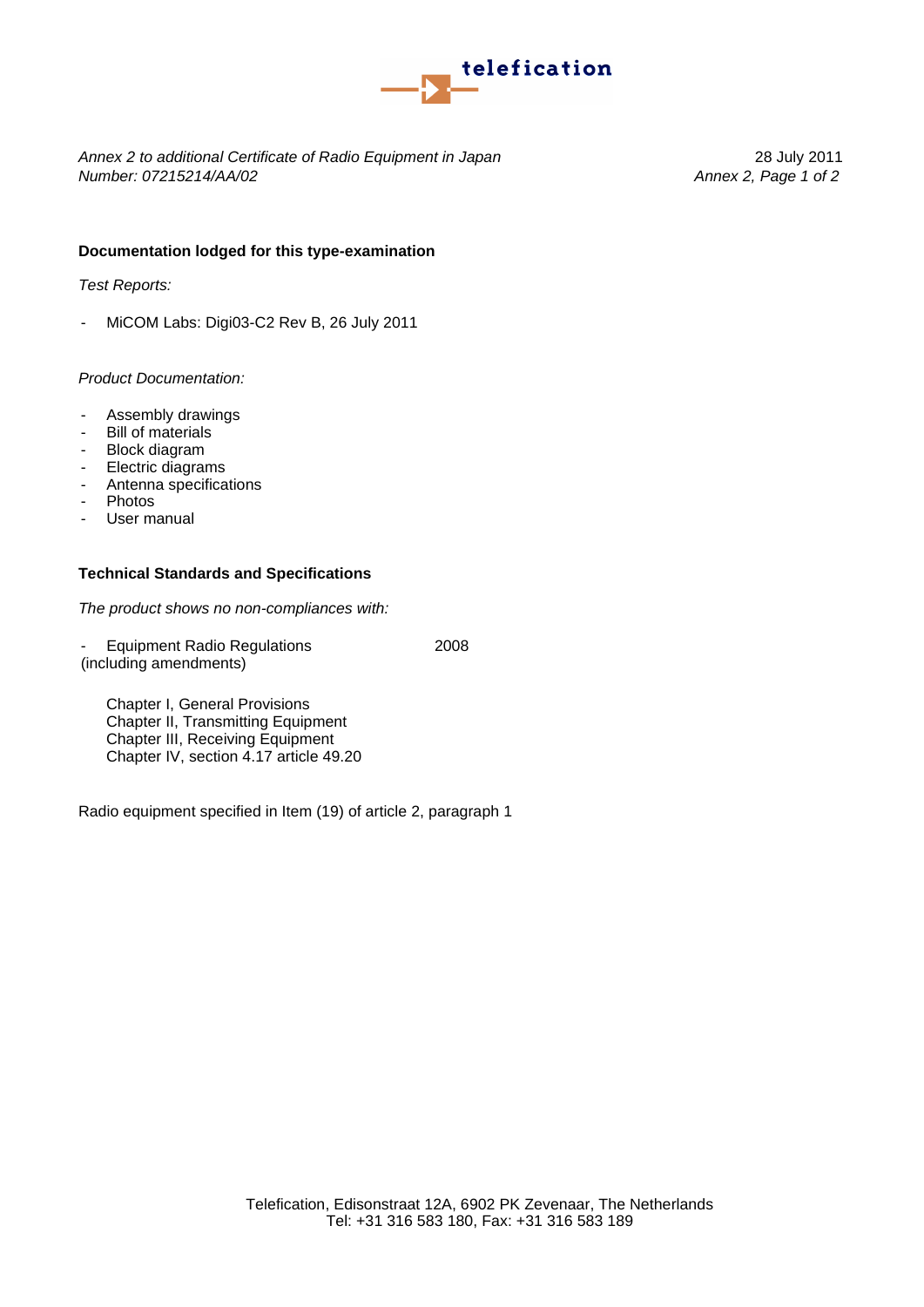*Annex 2 to additional Certificate of Radio Equipment in Japan*
*Number: 07215214/AA/02*

28 July 2011
*Annex 2, Page 1 of 2*

**Documentation lodged for this type-examination**

*Test Reports:*

- MiCOM Labs: Digi03-C2 Rev B, 26 July 2011

*Product Documentation:*

- Assembly drawings
- Bill of materials
- Block diagram
- Electric diagrams
- Antenna specifications
- Photos
- User manual

**Technical Standards and Specifications**

*The product shows no non-compliances with:*

- Equipment Radio Regulations (including amendments) 2008

  Chapter I, General Provisions
  Chapter II, Transmitting Equipment
  Chapter III, Receiving Equipment
  Chapter IV, section 4.17 article 49.20

Radio equipment specified in Item (19) of article 2, paragraph 1

Telefication, Edisonstraat 12A, 6902 PK Zevenaar, The Netherlands
Tel: +31 316 583 180, Fax: +31 316 583 189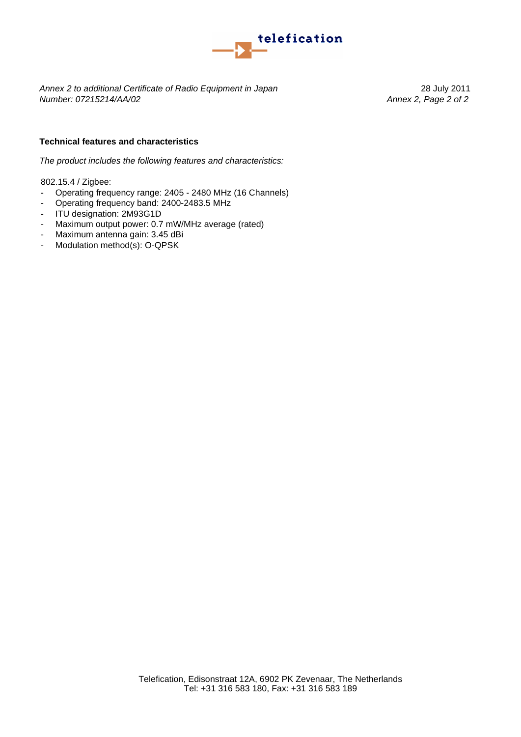*Annex 2 to additional Certificate of Radio Equipment in Japan*
*Number: 07215214/AA/02*

28 July 2011

### Technical features and characteristics

*The product includes the following features and characteristics:*

802.15.4 / Zigbee:

- Operating frequency range: 2405 - 2480 MHz (16 Channels)
- Operating frequency band: 2400-2483.5 MHz
- ITU designation: 2M93G1D
- Maximum output power: 0.7 mW/MHz average (rated)
- Maximum antenna gain: 3.45 dBi
- Modulation method(s): O-QPSK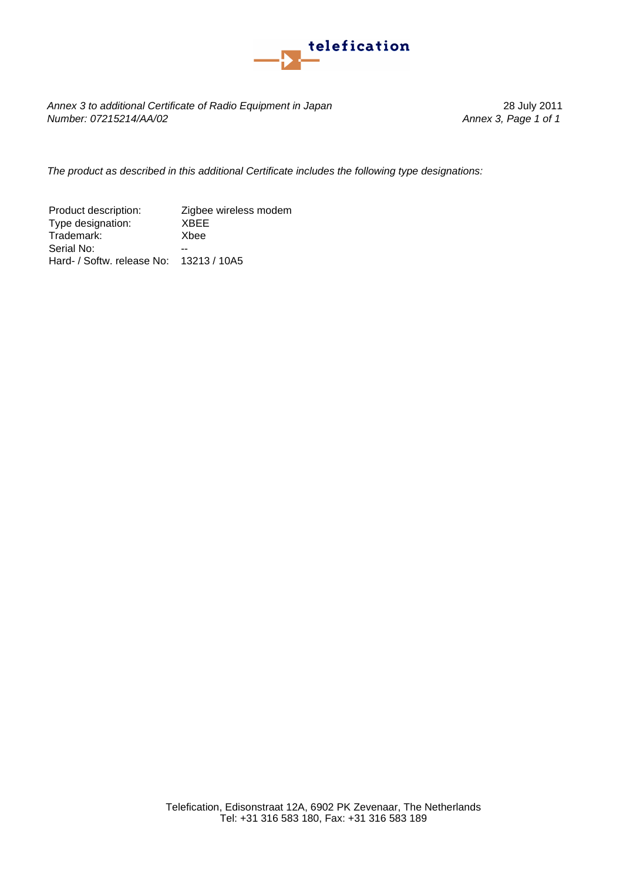telefication

*Annex 3 to additional Certificate of Radio Equipment in Japan* 28 July 2011
*Number: 07215214/AA/02*

*The product as described in this additional Certificate includes the following type designations:*

| | |
|---|---|
| Product description: | Zigbee wireless modem |
| Type designation: | XBEE |
| Trademark: | Xbee |
| Serial No: | -- |
| Hard- / Softw. release No: | 13213 / 10A5 |

Telefication, Edisonstraat 12A, 6902 PK Zevenaar, The Netherlands
Tel: +31 316 583 180, Fax: +31 316 583 189